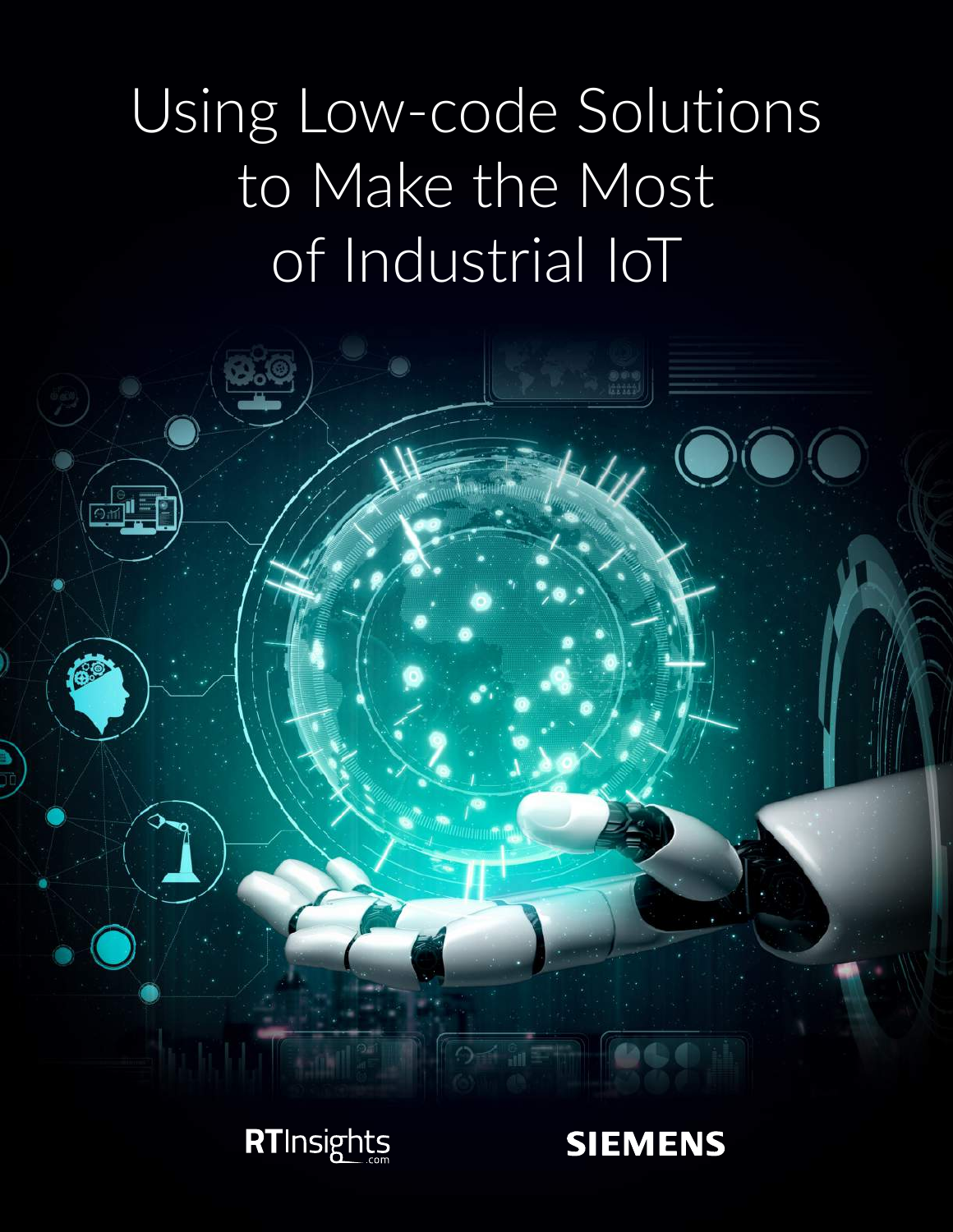# Using Low-code Solutions to Make the Most of Industrial IoT

RTInsights.com

SIEMENS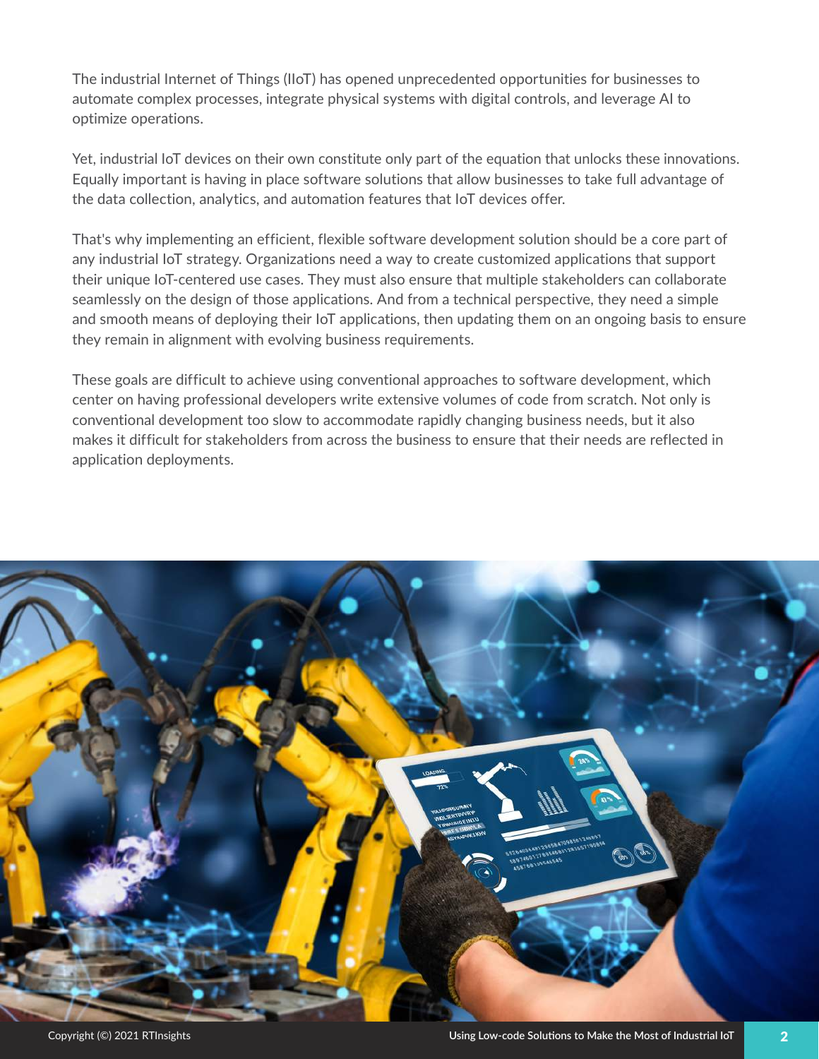The industrial Internet of Things (IIoT) has opened unprecedented opportunities for businesses to automate complex processes, integrate physical systems with digital controls, and leverage AI to optimize operations.

Yet, industrial IoT devices on their own constitute only part of the equation that unlocks these innovations. Equally important is having in place software solutions that allow businesses to take full advantage of the data collection, analytics, and automation features that IoT devices offer.

That's why implementing an efficient, flexible software development solution should be a core part of any industrial IoT strategy. Organizations need a way to create customized applications that support their unique IoT-centered use cases. They must also ensure that multiple stakeholders can collaborate seamlessly on the design of those applications. And from a technical perspective, they need a simple and smooth means of deploying their IoT applications, then updating them on an ongoing basis to ensure they remain in alignment with evolving business requirements.

These goals are difficult to achieve using conventional approaches to software development, which center on having professional developers write extensive volumes of code from scratch. Not only is conventional development too slow to accommodate rapidly changing business needs, but it also makes it difficult for stakeholders from across the business to ensure that their needs are reflected in application deployments.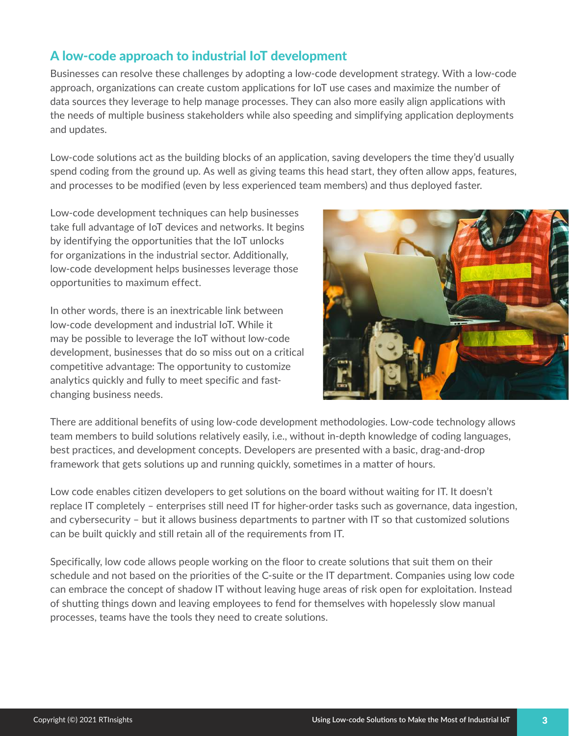## A low-code approach to industrial IoT development

Businesses can resolve these challenges by adopting a low-code development strategy. With a low-code approach, organizations can create custom applications for IoT use cases and maximize the number of data sources they leverage to help manage processes. They can also more easily align applications with the needs of multiple business stakeholders while also speeding and simplifying application deployments and updates.

Low-code solutions act as the building blocks of an application, saving developers the time they'd usually spend coding from the ground up. As well as giving teams this head start, they often allow apps, features, and processes to be modified (even by less experienced team members) and thus deployed faster.

Low-code development techniques can help businesses take full advantage of IoT devices and networks. It begins by identifying the opportunities that the IoT unlocks for organizations in the industrial sector. Additionally, low-code development helps businesses leverage those opportunities to maximum effect.

In other words, there is an inextricable link between low-code development and industrial IoT. While it may be possible to leverage the IoT without low-code development, businesses that do so miss out on a critical competitive advantage: The opportunity to customize analytics quickly and fully to meet specific and fast-changing business needs.

There are additional benefits of using low-code development methodologies. Low-code technology allows team members to build solutions relatively easily, i.e., without in-depth knowledge of coding languages, best practices, and development concepts. Developers are presented with a basic, drag-and-drop framework that gets solutions up and running quickly, sometimes in a matter of hours.

Low code enables citizen developers to get solutions on the board without waiting for IT. It doesn't replace IT completely – enterprises still need IT for higher-order tasks such as governance, data ingestion, and cybersecurity – but it allows business departments to partner with IT so that customized solutions can be built quickly and still retain all of the requirements from IT.

Specifically, low code allows people working on the floor to create solutions that suit them on their schedule and not based on the priorities of the C-suite or the IT department. Companies using low code can embrace the concept of shadow IT without leaving huge areas of risk open for exploitation. Instead of shutting things down and leaving employees to fend for themselves with hopelessly slow manual processes, teams have the tools they need to create solutions.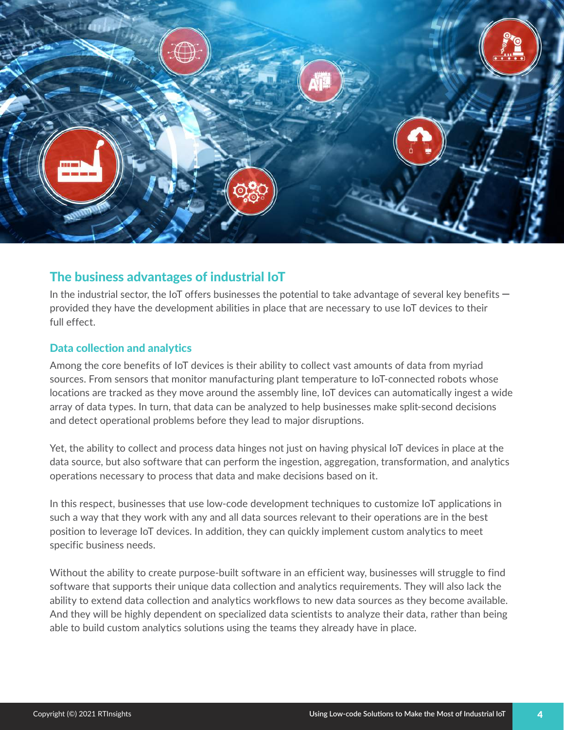## The business advantages of industrial IoT

In the industrial sector, the IoT offers businesses the potential to take advantage of several key benefits — provided they have the development abilities in place that are necessary to use IoT devices to their full effect.

### Data collection and analytics

Among the core benefits of IoT devices is their ability to collect vast amounts of data from myriad sources. From sensors that monitor manufacturing plant temperature to IoT-connected robots whose locations are tracked as they move around the assembly line, IoT devices can automatically ingest a wide array of data types. In turn, that data can be analyzed to help businesses make split-second decisions and detect operational problems before they lead to major disruptions.

Yet, the ability to collect and process data hinges not just on having physical IoT devices in place at the data source, but also software that can perform the ingestion, aggregation, transformation, and analytics operations necessary to process that data and make decisions based on it.

In this respect, businesses that use low-code development techniques to customize IoT applications in such a way that they work with any and all data sources relevant to their operations are in the best position to leverage IoT devices. In addition, they can quickly implement custom analytics to meet specific business needs.

Without the ability to create purpose-built software in an efficient way, businesses will struggle to find software that supports their unique data collection and analytics requirements. They will also lack the ability to extend data collection and analytics workflows to new data sources as they become available. And they will be highly dependent on specialized data scientists to analyze their data, rather than being able to build custom analytics solutions using the teams they already have in place.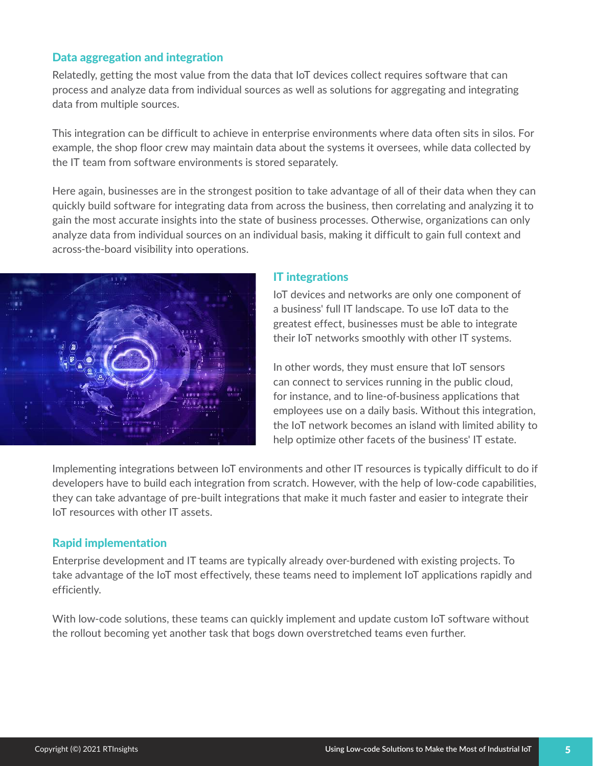### Data aggregation and integration

Relatedly, getting the most value from the data that IoT devices collect requires software that can process and analyze data from individual sources as well as solutions for aggregating and integrating data from multiple sources.

This integration can be difficult to achieve in enterprise environments where data often sits in silos. For example, the shop floor crew may maintain data about the systems it oversees, while data collected by the IT team from software environments is stored separately.

Here again, businesses are in the strongest position to take advantage of all of their data when they can quickly build software for integrating data from across the business, then correlating and analyzing it to gain the most accurate insights into the state of business processes. Otherwise, organizations can only analyze data from individual sources on an individual basis, making it difficult to gain full context and across-the-board visibility into operations.

### IT integrations

IoT devices and networks are only one component of a business' full IT landscape. To use IoT data to the greatest effect, businesses must be able to integrate their IoT networks smoothly with other IT systems.

In other words, they must ensure that IoT sensors can connect to services running in the public cloud, for instance, and to line-of-business applications that employees use on a daily basis. Without this integration, the IoT network becomes an island with limited ability to help optimize other facets of the business' IT estate.

Implementing integrations between IoT environments and other IT resources is typically difficult to do if developers have to build each integration from scratch. However, with the help of low-code capabilities, they can take advantage of pre-built integrations that make it much faster and easier to integrate their IoT resources with other IT assets.

### Rapid implementation

Enterprise development and IT teams are typically already over-burdened with existing projects. To take advantage of the IoT most effectively, these teams need to implement IoT applications rapidly and efficiently.

With low-code solutions, these teams can quickly implement and update custom IoT software without the rollout becoming yet another task that bogs down overstretched teams even further.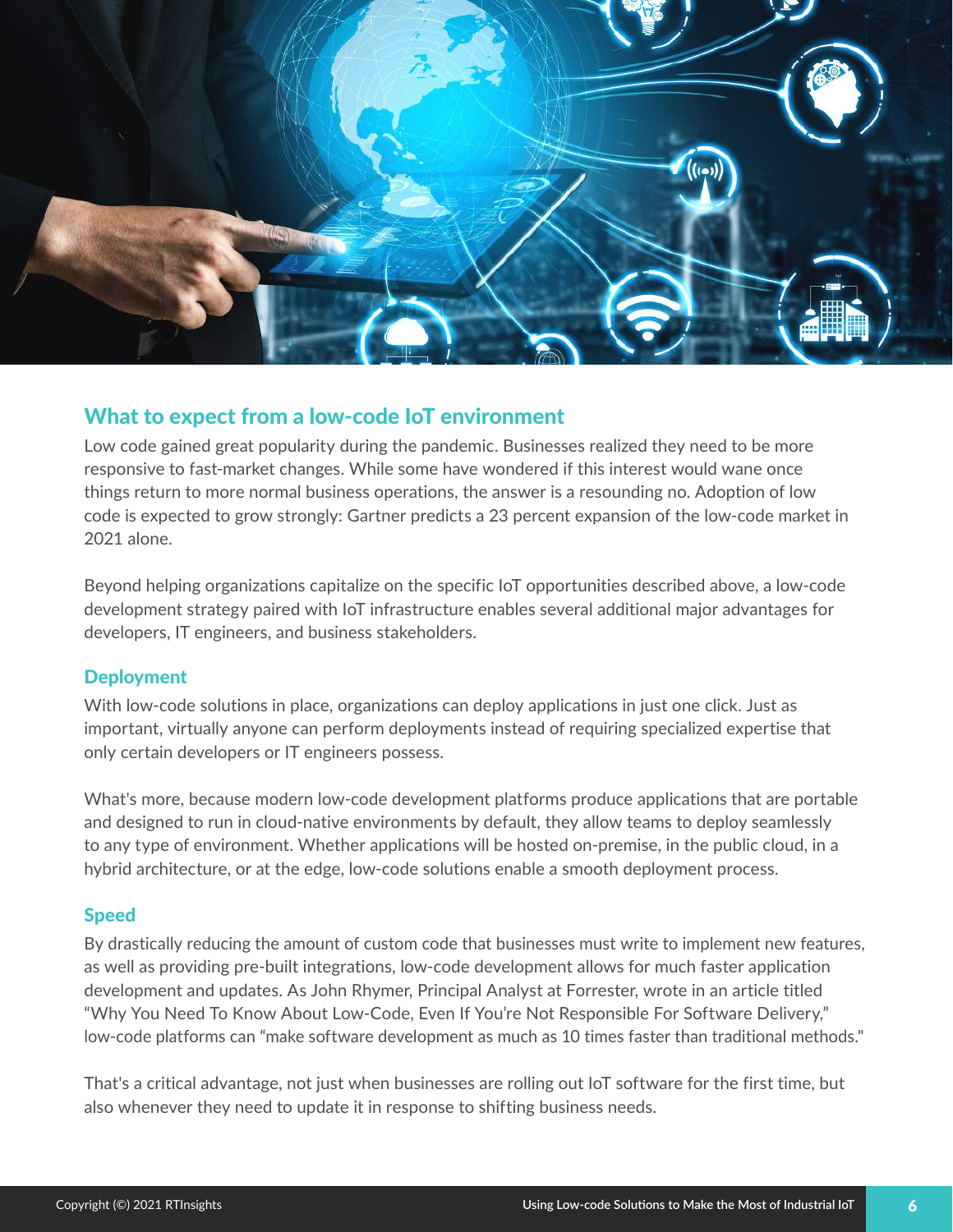## What to expect from a low-code IoT environment

Low code gained great popularity during the pandemic. Businesses realized they need to be more responsive to fast-market changes. While some have wondered if this interest would wane once things return to more normal business operations, the answer is a resounding no. Adoption of low code is expected to grow strongly: Gartner predicts a 23 percent expansion of the low-code market in 2021 alone.

Beyond helping organizations capitalize on the specific IoT opportunities described above, a low-code development strategy paired with IoT infrastructure enables several additional major advantages for developers, IT engineers, and business stakeholders.

### Deployment

With low-code solutions in place, organizations can deploy applications in just one click. Just as important, virtually anyone can perform deployments instead of requiring specialized expertise that only certain developers or IT engineers possess.

What's more, because modern low-code development platforms produce applications that are portable and designed to run in cloud-native environments by default, they allow teams to deploy seamlessly to any type of environment. Whether applications will be hosted on-premise, in the public cloud, in a hybrid architecture, or at the edge, low-code solutions enable a smooth deployment process.

### Speed

By drastically reducing the amount of custom code that businesses must write to implement new features, as well as providing pre-built integrations, low-code development allows for much faster application development and updates. As John Rhymer, Principal Analyst at Forrester, wrote in an article titled "Why You Need To Know About Low-Code, Even If You're Not Responsible For Software Delivery," low-code platforms can "make software development as much as 10 times faster than traditional methods."

That's a critical advantage, not just when businesses are rolling out IoT software for the first time, but also whenever they need to update it in response to shifting business needs.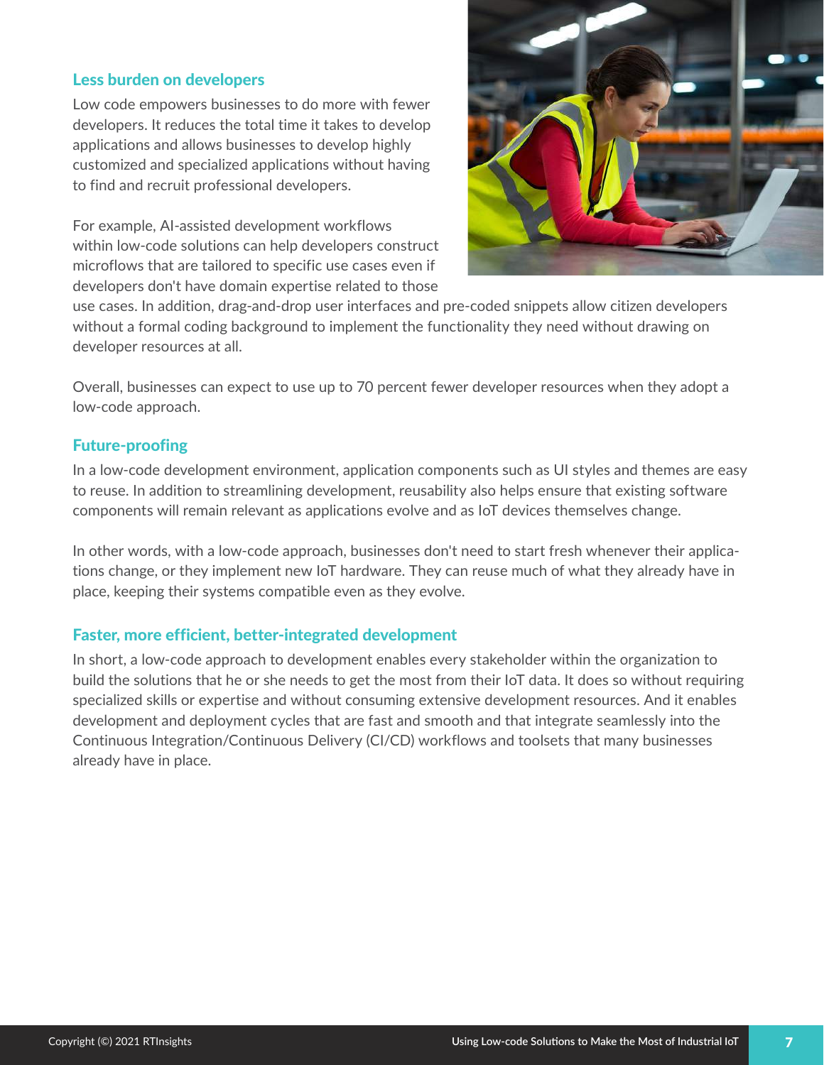### Less burden on developers

Low code empowers businesses to do more with fewer developers. It reduces the total time it takes to develop applications and allows businesses to develop highly customized and specialized applications without having to find and recruit professional developers.

For example, AI-assisted development workflows within low-code solutions can help developers construct microflows that are tailored to specific use cases even if developers don't have domain expertise related to those use cases. In addition, drag-and-drop user interfaces and pre-coded snippets allow citizen developers without a formal coding background to implement the functionality they need without drawing on developer resources at all.

Overall, businesses can expect to use up to 70 percent fewer developer resources when they adopt a low-code approach.

### Future-proofing

In a low-code development environment, application components such as UI styles and themes are easy to reuse. In addition to streamlining development, reusability also helps ensure that existing software components will remain relevant as applications evolve and as IoT devices themselves change.

In other words, with a low-code approach, businesses don't need to start fresh whenever their applications change, or they implement new IoT hardware. They can reuse much of what they already have in place, keeping their systems compatible even as they evolve.

### Faster, more efficient, better-integrated development

In short, a low-code approach to development enables every stakeholder within the organization to build the solutions that he or she needs to get the most from their IoT data. It does so without requiring specialized skills or expertise and without consuming extensive development resources. And it enables development and deployment cycles that are fast and smooth and that integrate seamlessly into the Continuous Integration/Continuous Delivery (CI/CD) workflows and toolsets that many businesses already have in place.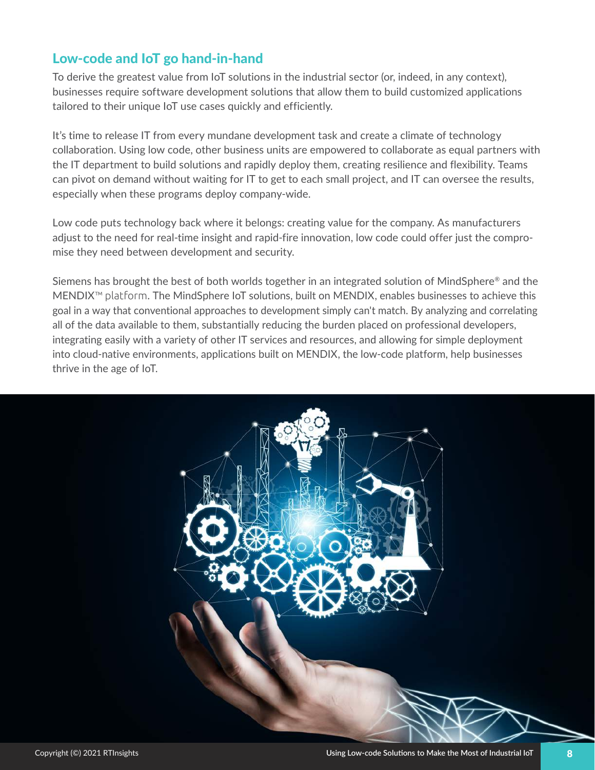## Low-code and IoT go hand-in-hand

To derive the greatest value from IoT solutions in the industrial sector (or, indeed, in any context), businesses require software development solutions that allow them to build customized applications tailored to their unique IoT use cases quickly and efficiently.

It's time to release IT from every mundane development task and create a climate of technology collaboration. Using low code, other business units are empowered to collaborate as equal partners with the IT department to build solutions and rapidly deploy them, creating resilience and flexibility. Teams can pivot on demand without waiting for IT to get to each small project, and IT can oversee the results, especially when these programs deploy company-wide.

Low code puts technology back where it belongs: creating value for the company. As manufacturers adjust to the need for real-time insight and rapid-fire innovation, low code could offer just the compromise they need between development and security.

Siemens has brought the best of both worlds together in an integrated solution of MindSphere® and the MENDIX™ platform. The MindSphere IoT solutions, built on MENDIX, enables businesses to achieve this goal in a way that conventional approaches to development simply can't match. By analyzing and correlating all of the data available to them, substantially reducing the burden placed on professional developers, integrating easily with a variety of other IT services and resources, and allowing for simple deployment into cloud-native environments, applications built on MENDIX, the low-code platform, help businesses thrive in the age of IoT.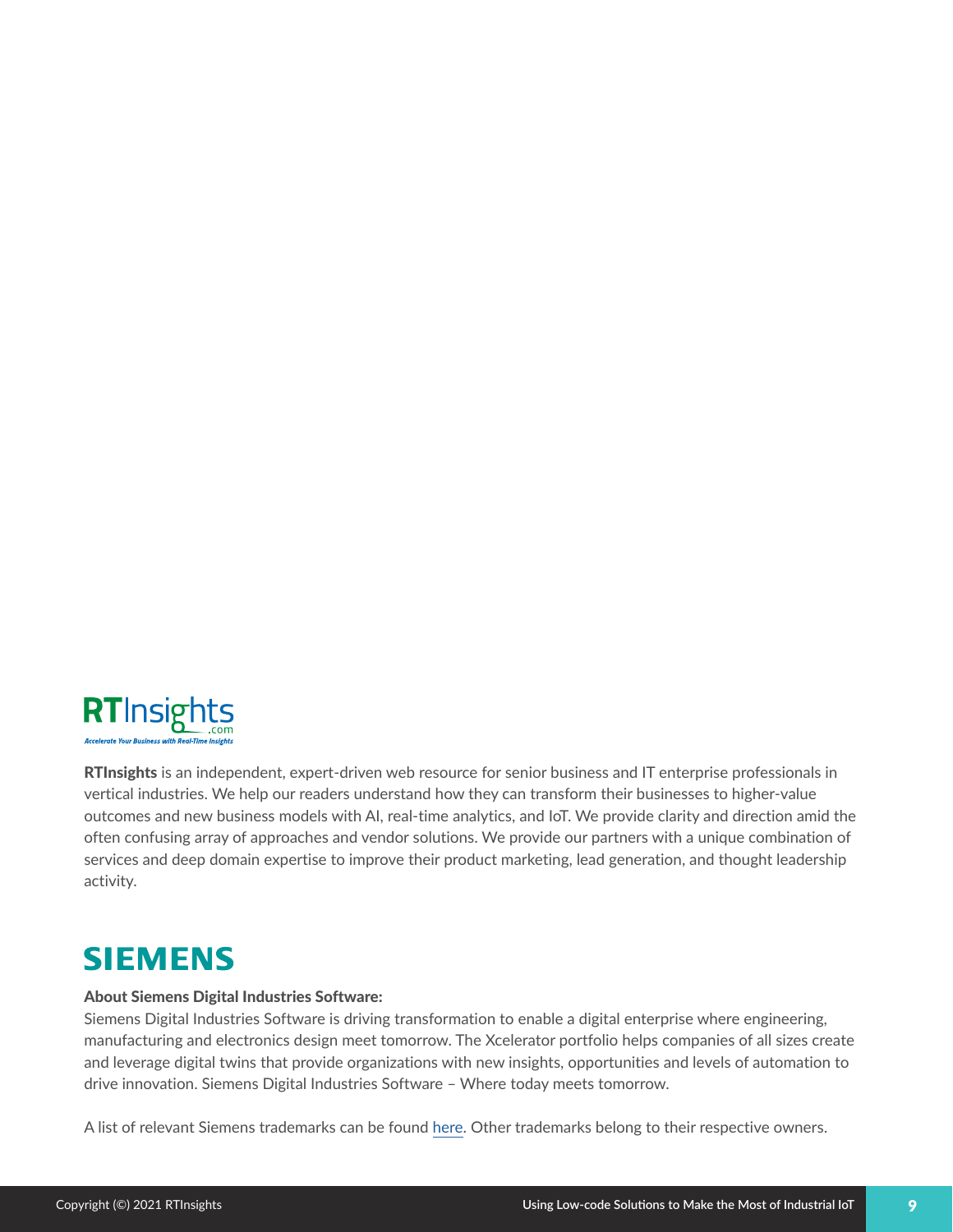RTInsights.com

*Accelerate Your Business with Real-Time Insights*

**RTInsights** is an independent, expert-driven web resource for senior business and IT enterprise professionals in vertical industries. We help our readers understand how they can transform their businesses to higher-value outcomes and new business models with AI, real-time analytics, and IoT. We provide clarity and direction amid the often confusing array of approaches and vendor solutions. We provide our partners with a unique combination of services and deep domain expertise to improve their product marketing, lead generation, and thought leadership activity.

SIEMENS

**About Siemens Digital Industries Software:**

Siemens Digital Industries Software is driving transformation to enable a digital enterprise where engineering, manufacturing and electronics design meet tomorrow. The Xcelerator portfolio helps companies of all sizes create and leverage digital twins that provide organizations with new insights, opportunities and levels of automation to drive innovation. Siemens Digital Industries Software – Where today meets tomorrow.

A list of relevant Siemens trademarks can be found here. Other trademarks belong to their respective owners.

Copyright (©) 2021 RTInsights